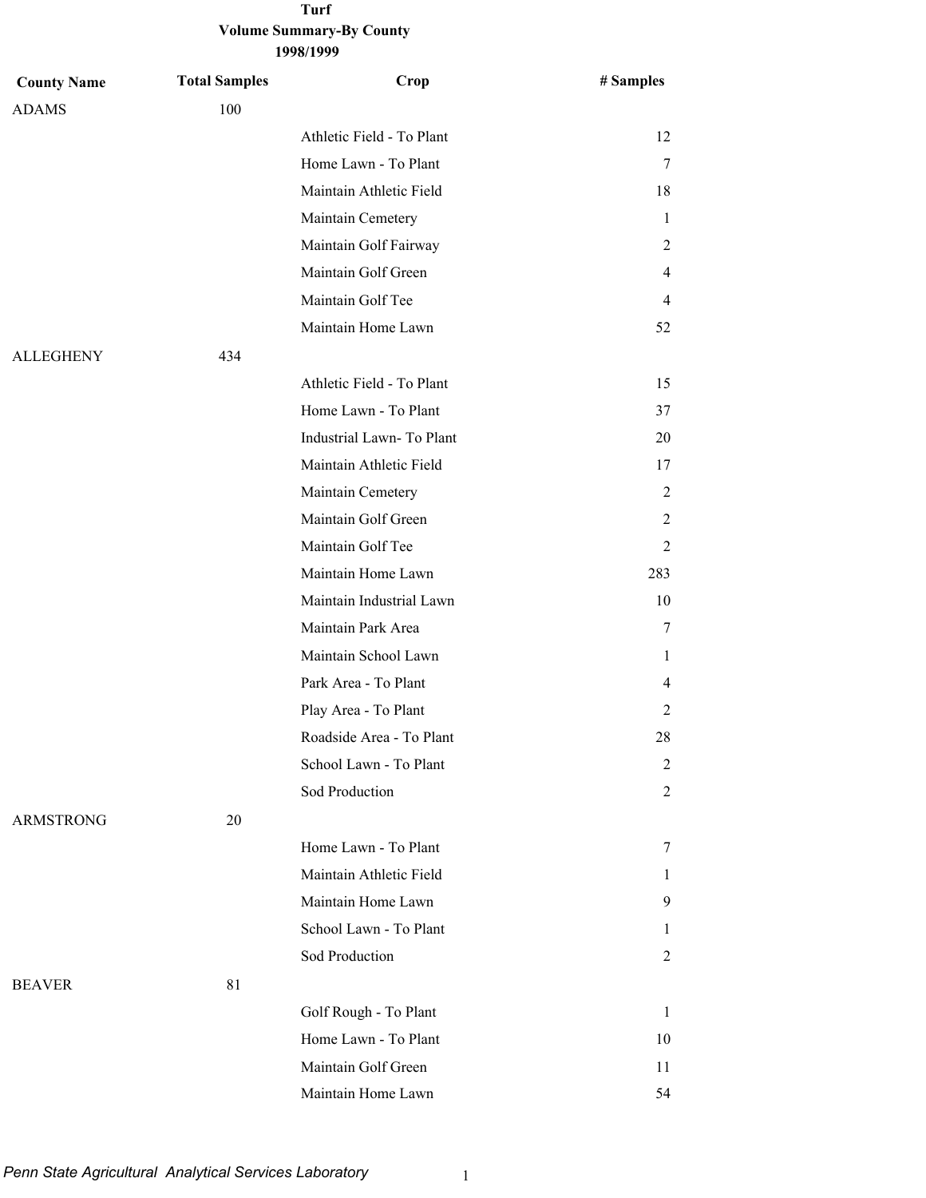# Turf

## Volume Summary-By County

### 1998/1999

| County Name | Total Samples | Crop | # Samples |
|---|---|---|---|
| ADAMS | 100 | | |
| | | Athletic Field - To Plant | 12 |
| | | Home Lawn - To Plant | 7 |
| | | Maintain Athletic Field | 18 |
| | | Maintain Cemetery | 1 |
| | | Maintain Golf Fairway | 2 |
| | | Maintain Golf Green | 4 |
| | | Maintain Golf Tee | 4 |
| | | Maintain Home Lawn | 52 |
| ALLEGHENY | 434 | | |
| | | Athletic Field - To Plant | 15 |
| | | Home Lawn - To Plant | 37 |
| | | Industrial Lawn- To Plant | 20 |
| | | Maintain Athletic Field | 17 |
| | | Maintain Cemetery | 2 |
| | | Maintain Golf Green | 2 |
| | | Maintain Golf Tee | 2 |
| | | Maintain Home Lawn | 283 |
| | | Maintain Industrial Lawn | 10 |
| | | Maintain Park Area | 7 |
| | | Maintain School Lawn | 1 |
| | | Park Area - To Plant | 4 |
| | | Play Area - To Plant | 2 |
| | | Roadside Area - To Plant | 28 |
| | | School Lawn - To Plant | 2 |
| | | Sod Production | 2 |
| ARMSTRONG | 20 | | |
| | | Home Lawn - To Plant | 7 |
| | | Maintain Athletic Field | 1 |
| | | Maintain Home Lawn | 9 |
| | | School Lawn - To Plant | 1 |
| | | Sod Production | 2 |
| BEAVER | 81 | | |
| | | Golf Rough - To Plant | 1 |
| | | Home Lawn - To Plant | 10 |
| | | Maintain Golf Green | 11 |
| | | Maintain Home Lawn | 54 |

*Penn State Agricultural Analytical Services Laboratory*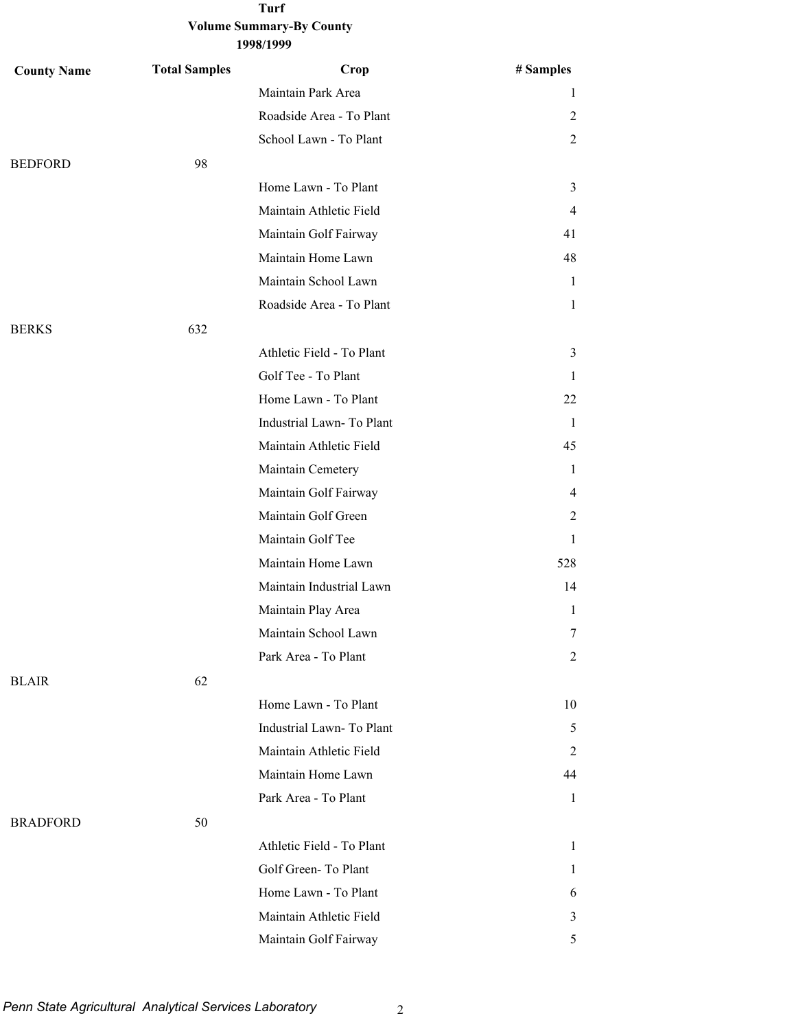**Turf**
**Volume Summary-By County**
**1998/1999**

| County Name | Total Samples | Crop | # Samples |
|---|---|---|---|
| | | Maintain Park Area | 1 |
| | | Roadside Area - To Plant | 2 |
| | | School Lawn - To Plant | 2 |
| BEDFORD | 98 | | |
| | | Home Lawn - To Plant | 3 |
| | | Maintain Athletic Field | 4 |
| | | Maintain Golf Fairway | 41 |
| | | Maintain Home Lawn | 48 |
| | | Maintain School Lawn | 1 |
| | | Roadside Area - To Plant | 1 |
| BERKS | 632 | | |
| | | Athletic Field - To Plant | 3 |
| | | Golf Tee - To Plant | 1 |
| | | Home Lawn - To Plant | 22 |
| | | Industrial Lawn- To Plant | 1 |
| | | Maintain Athletic Field | 45 |
| | | Maintain Cemetery | 1 |
| | | Maintain Golf Fairway | 4 |
| | | Maintain Golf Green | 2 |
| | | Maintain Golf Tee | 1 |
| | | Maintain Home Lawn | 528 |
| | | Maintain Industrial Lawn | 14 |
| | | Maintain Play Area | 1 |
| | | Maintain School Lawn | 7 |
| | | Park Area - To Plant | 2 |
| BLAIR | 62 | | |
| | | Home Lawn - To Plant | 10 |
| | | Industrial Lawn- To Plant | 5 |
| | | Maintain Athletic Field | 2 |
| | | Maintain Home Lawn | 44 |
| | | Park Area - To Plant | 1 |
| BRADFORD | 50 | | |
| | | Athletic Field - To Plant | 1 |
| | | Golf Green- To Plant | 1 |
| | | Home Lawn - To Plant | 6 |
| | | Maintain Athletic Field | 3 |
| | | Maintain Golf Fairway | 5 |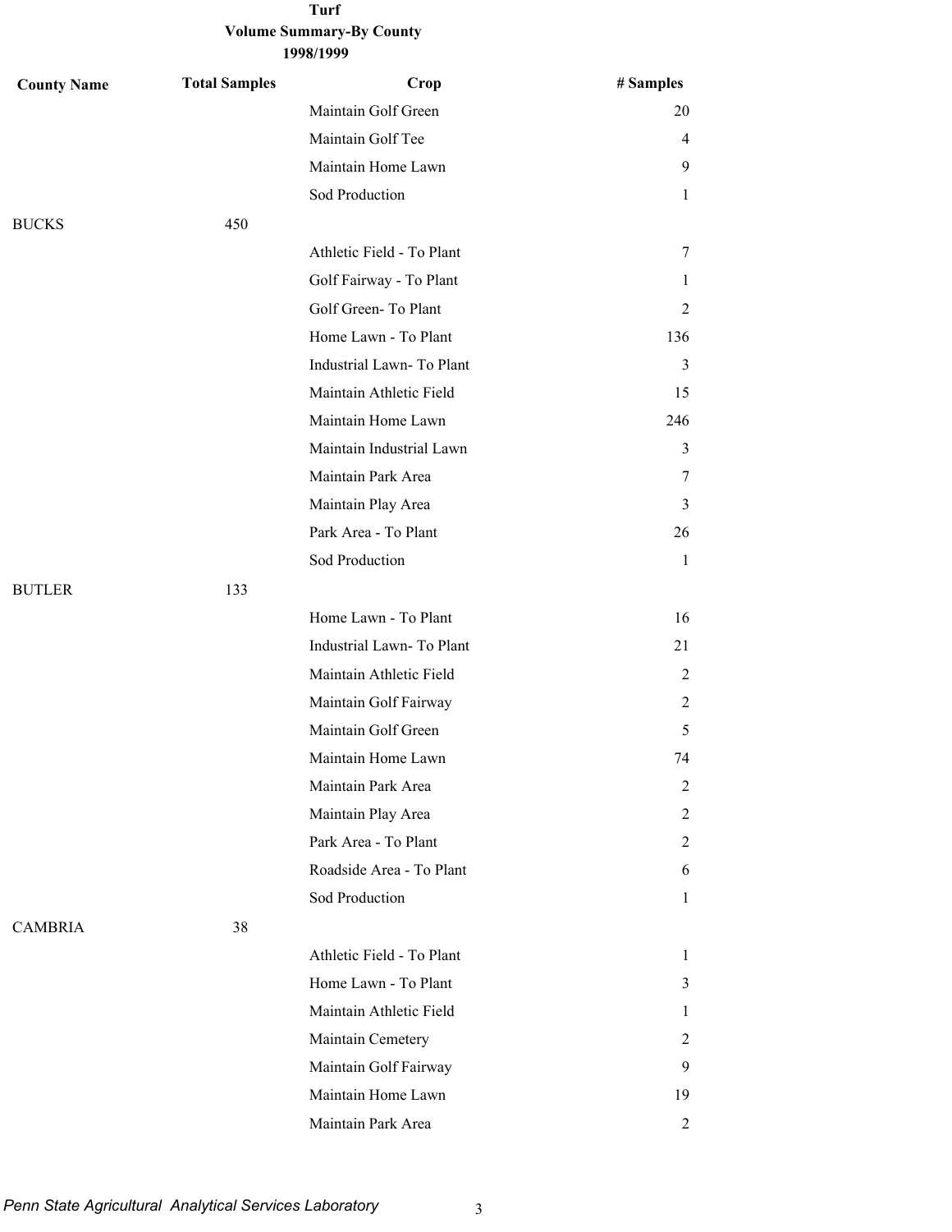**Turf**
**Volume Summary-By County**
**1998/1999**

| County Name | Total Samples | Crop | # Samples |
|---|---|---|---|
| | | Maintain Golf Green | 20 |
| | | Maintain Golf Tee | 4 |
| | | Maintain Home Lawn | 9 |
| | | Sod Production | 1 |
| BUCKS | 450 | | |
| | | Athletic Field - To Plant | 7 |
| | | Golf Fairway - To Plant | 1 |
| | | Golf Green- To Plant | 2 |
| | | Home Lawn - To Plant | 136 |
| | | Industrial Lawn- To Plant | 3 |
| | | Maintain Athletic Field | 15 |
| | | Maintain Home Lawn | 246 |
| | | Maintain Industrial Lawn | 3 |
| | | Maintain Park Area | 7 |
| | | Maintain Play Area | 3 |
| | | Park Area - To Plant | 26 |
| | | Sod Production | 1 |
| BUTLER | 133 | | |
| | | Home Lawn - To Plant | 16 |
| | | Industrial Lawn- To Plant | 21 |
| | | Maintain Athletic Field | 2 |
| | | Maintain Golf Fairway | 2 |
| | | Maintain Golf Green | 5 |
| | | Maintain Home Lawn | 74 |
| | | Maintain Park Area | 2 |
| | | Maintain Play Area | 2 |
| | | Park Area - To Plant | 2 |
| | | Roadside Area - To Plant | 6 |
| | | Sod Production | 1 |
| CAMBRIA | 38 | | |
| | | Athletic Field - To Plant | 1 |
| | | Home Lawn - To Plant | 3 |
| | | Maintain Athletic Field | 1 |
| | | Maintain Cemetery | 2 |
| | | Maintain Golf Fairway | 9 |
| | | Maintain Home Lawn | 19 |
| | | Maintain Park Area | 2 |

*Penn State Agricultural Analytical Services Laboratory*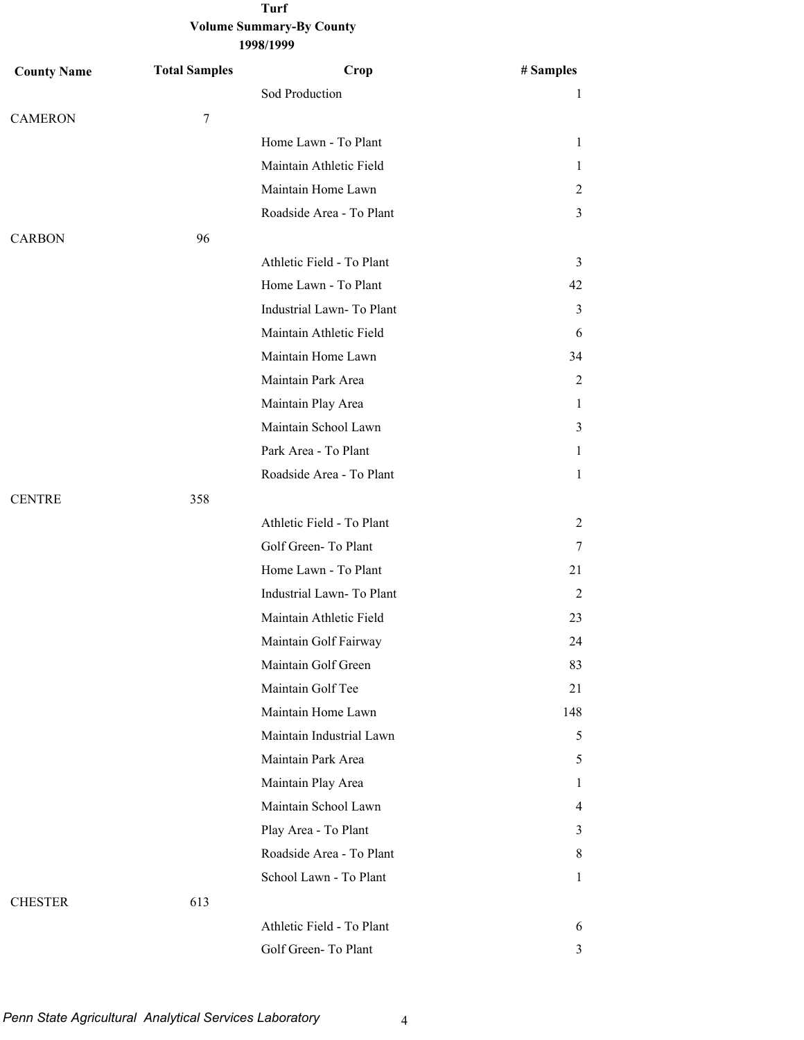**Turf**
**Volume Summary-By County**
**1998/1999**

| County Name | Total Samples | Crop | # Samples |
|---|---|---|---|
| | | Sod Production | 1 |
| CAMERON | 7 | | |
| | | Home Lawn - To Plant | 1 |
| | | Maintain Athletic Field | 1 |
| | | Maintain Home Lawn | 2 |
| | | Roadside Area - To Plant | 3 |
| CARBON | 96 | | |
| | | Athletic Field - To Plant | 3 |
| | | Home Lawn - To Plant | 42 |
| | | Industrial Lawn- To Plant | 3 |
| | | Maintain Athletic Field | 6 |
| | | Maintain Home Lawn | 34 |
| | | Maintain Park Area | 2 |
| | | Maintain Play Area | 1 |
| | | Maintain School Lawn | 3 |
| | | Park Area - To Plant | 1 |
| | | Roadside Area - To Plant | 1 |
| CENTRE | 358 | | |
| | | Athletic Field - To Plant | 2 |
| | | Golf Green- To Plant | 7 |
| | | Home Lawn - To Plant | 21 |
| | | Industrial Lawn- To Plant | 2 |
| | | Maintain Athletic Field | 23 |
| | | Maintain Golf Fairway | 24 |
| | | Maintain Golf Green | 83 |
| | | Maintain Golf Tee | 21 |
| | | Maintain Home Lawn | 148 |
| | | Maintain Industrial Lawn | 5 |
| | | Maintain Park Area | 5 |
| | | Maintain Play Area | 1 |
| | | Maintain School Lawn | 4 |
| | | Play Area - To Plant | 3 |
| | | Roadside Area - To Plant | 8 |
| | | School Lawn - To Plant | 1 |
| CHESTER | 613 | | |
| | | Athletic Field - To Plant | 6 |
| | | Golf Green- To Plant | 3 |

*Penn State Agricultural Analytical Services Laboratory*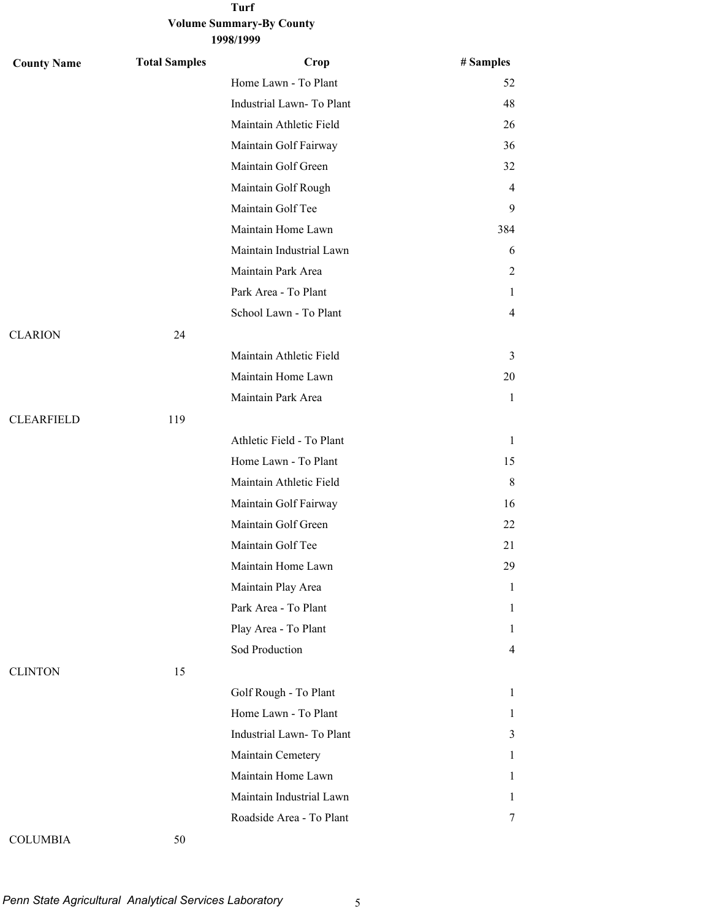**Turf**
**Volume Summary-By County**
**1998/1999**

| County Name | Total Samples | Crop | # Samples |
|---|---|---|---|
| | | Home Lawn - To Plant | 52 |
| | | Industrial Lawn- To Plant | 48 |
| | | Maintain Athletic Field | 26 |
| | | Maintain Golf Fairway | 36 |
| | | Maintain Golf Green | 32 |
| | | Maintain Golf Rough | 4 |
| | | Maintain Golf Tee | 9 |
| | | Maintain Home Lawn | 384 |
| | | Maintain Industrial Lawn | 6 |
| | | Maintain Park Area | 2 |
| | | Park Area - To Plant | 1 |
| | | School Lawn - To Plant | 4 |
| CLARION | 24 | | |
| | | Maintain Athletic Field | 3 |
| | | Maintain Home Lawn | 20 |
| | | Maintain Park Area | 1 |
| CLEARFIELD | 119 | | |
| | | Athletic Field - To Plant | 1 |
| | | Home Lawn - To Plant | 15 |
| | | Maintain Athletic Field | 8 |
| | | Maintain Golf Fairway | 16 |
| | | Maintain Golf Green | 22 |
| | | Maintain Golf Tee | 21 |
| | | Maintain Home Lawn | 29 |
| | | Maintain Play Area | 1 |
| | | Park Area - To Plant | 1 |
| | | Play Area - To Plant | 1 |
| | | Sod Production | 4 |
| CLINTON | 15 | | |
| | | Golf Rough - To Plant | 1 |
| | | Home Lawn - To Plant | 1 |
| | | Industrial Lawn- To Plant | 3 |
| | | Maintain Cemetery | 1 |
| | | Maintain Home Lawn | 1 |
| | | Maintain Industrial Lawn | 1 |
| | | Roadside Area - To Plant | 7 |
| COLUMBIA | 50 | | |

*Penn State Agricultural Analytical Services Laboratory*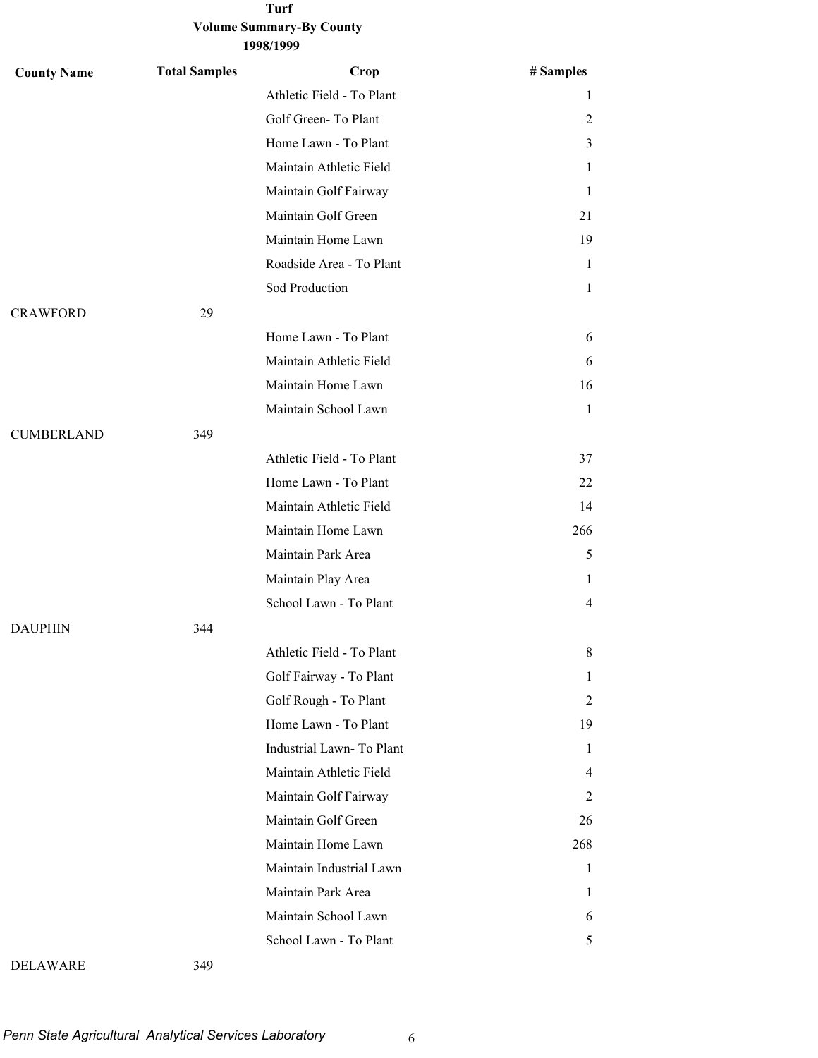**Turf**

**Volume Summary-By County**

**1998/1999**

| County Name | Total Samples | Crop | # Samples |
|---|---|---|---|
| | | Athletic Field - To Plant | 1 |
| | | Golf Green- To Plant | 2 |
| | | Home Lawn - To Plant | 3 |
| | | Maintain Athletic Field | 1 |
| | | Maintain Golf Fairway | 1 |
| | | Maintain Golf Green | 21 |
| | | Maintain Home Lawn | 19 |
| | | Roadside Area - To Plant | 1 |
| | | Sod Production | 1 |
| CRAWFORD | 29 | | |
| | | Home Lawn - To Plant | 6 |
| | | Maintain Athletic Field | 6 |
| | | Maintain Home Lawn | 16 |
| | | Maintain School Lawn | 1 |
| CUMBERLAND | 349 | | |
| | | Athletic Field - To Plant | 37 |
| | | Home Lawn - To Plant | 22 |
| | | Maintain Athletic Field | 14 |
| | | Maintain Home Lawn | 266 |
| | | Maintain Park Area | 5 |
| | | Maintain Play Area | 1 |
| | | School Lawn - To Plant | 4 |
| DAUPHIN | 344 | | |
| | | Athletic Field - To Plant | 8 |
| | | Golf Fairway - To Plant | 1 |
| | | Golf Rough - To Plant | 2 |
| | | Home Lawn - To Plant | 19 |
| | | Industrial Lawn- To Plant | 1 |
| | | Maintain Athletic Field | 4 |
| | | Maintain Golf Fairway | 2 |
| | | Maintain Golf Green | 26 |
| | | Maintain Home Lawn | 268 |
| | | Maintain Industrial Lawn | 1 |
| | | Maintain Park Area | 1 |
| | | Maintain School Lawn | 6 |
| | | School Lawn - To Plant | 5 |
| DELAWARE | 349 | | |

*Penn State Agricultural Analytical Services Laboratory*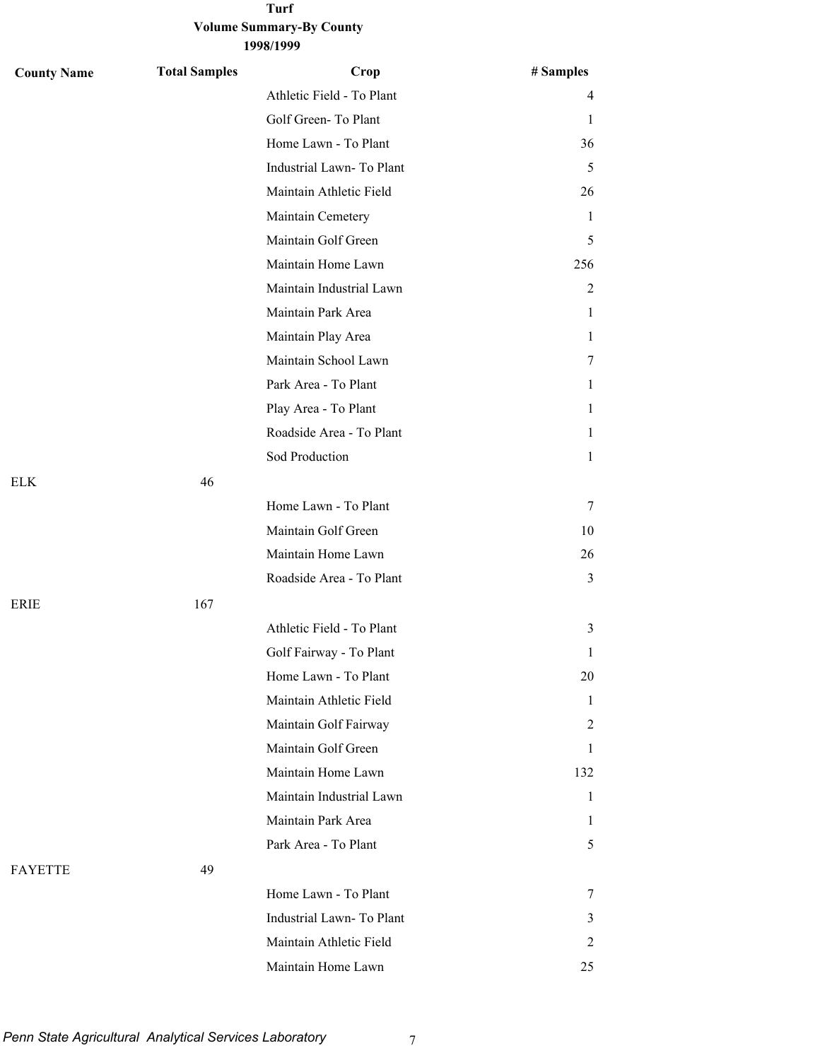**Turf**
**Volume Summary-By County**
**1998/1999**

| County Name | Total Samples | Crop | # Samples |
|---|---|---|---|
| | | Athletic Field - To Plant | 4 |
| | | Golf Green- To Plant | 1 |
| | | Home Lawn - To Plant | 36 |
| | | Industrial Lawn- To Plant | 5 |
| | | Maintain Athletic Field | 26 |
| | | Maintain Cemetery | 1 |
| | | Maintain Golf Green | 5 |
| | | Maintain Home Lawn | 256 |
| | | Maintain Industrial Lawn | 2 |
| | | Maintain Park Area | 1 |
| | | Maintain Play Area | 1 |
| | | Maintain School Lawn | 7 |
| | | Park Area - To Plant | 1 |
| | | Play Area - To Plant | 1 |
| | | Roadside Area - To Plant | 1 |
| | | Sod Production | 1 |
| ELK | 46 | | |
| | | Home Lawn - To Plant | 7 |
| | | Maintain Golf Green | 10 |
| | | Maintain Home Lawn | 26 |
| | | Roadside Area - To Plant | 3 |
| ERIE | 167 | | |
| | | Athletic Field - To Plant | 3 |
| | | Golf Fairway - To Plant | 1 |
| | | Home Lawn - To Plant | 20 |
| | | Maintain Athletic Field | 1 |
| | | Maintain Golf Fairway | 2 |
| | | Maintain Golf Green | 1 |
| | | Maintain Home Lawn | 132 |
| | | Maintain Industrial Lawn | 1 |
| | | Maintain Park Area | 1 |
| | | Park Area - To Plant | 5 |
| FAYETTE | 49 | | |
| | | Home Lawn - To Plant | 7 |
| | | Industrial Lawn- To Plant | 3 |
| | | Maintain Athletic Field | 2 |
| | | Maintain Home Lawn | 25 |

*Penn State Agricultural Analytical Services Laboratory*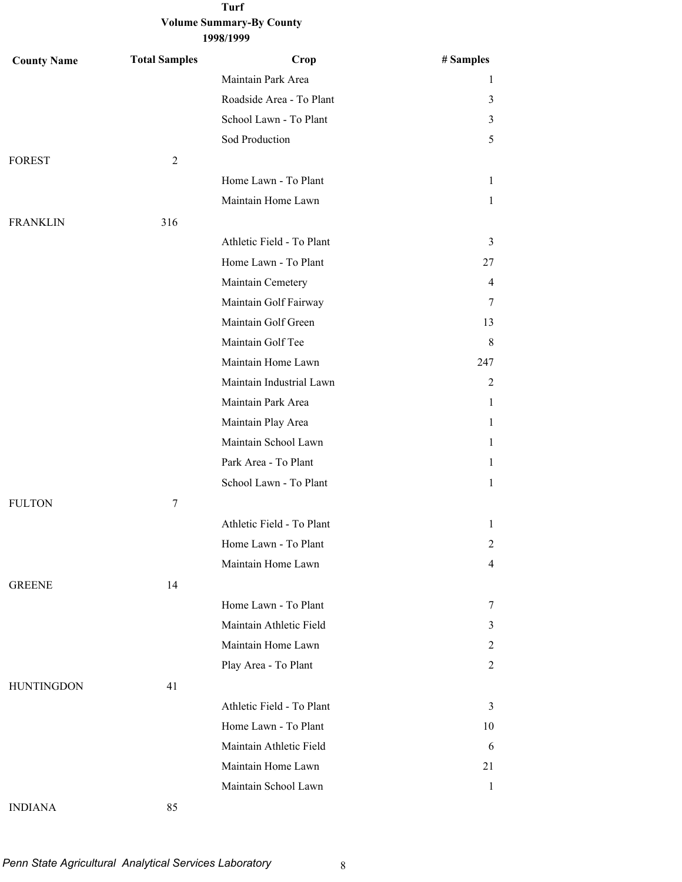**Turf**
**Volume Summary-By County**
**1998/1999**

| County Name | Total Samples | Crop | # Samples |
|---|---|---|---|
| | | Maintain Park Area | 1 |
| | | Roadside Area - To Plant | 3 |
| | | School Lawn - To Plant | 3 |
| | | Sod Production | 5 |
| FOREST | 2 | | |
| | | Home Lawn - To Plant | 1 |
| | | Maintain Home Lawn | 1 |
| FRANKLIN | 316 | | |
| | | Athletic Field - To Plant | 3 |
| | | Home Lawn - To Plant | 27 |
| | | Maintain Cemetery | 4 |
| | | Maintain Golf Fairway | 7 |
| | | Maintain Golf Green | 13 |
| | | Maintain Golf Tee | 8 |
| | | Maintain Home Lawn | 247 |
| | | Maintain Industrial Lawn | 2 |
| | | Maintain Park Area | 1 |
| | | Maintain Play Area | 1 |
| | | Maintain School Lawn | 1 |
| | | Park Area - To Plant | 1 |
| | | School Lawn - To Plant | 1 |
| FULTON | 7 | | |
| | | Athletic Field - To Plant | 1 |
| | | Home Lawn - To Plant | 2 |
| | | Maintain Home Lawn | 4 |
| GREENE | 14 | | |
| | | Home Lawn - To Plant | 7 |
| | | Maintain Athletic Field | 3 |
| | | Maintain Home Lawn | 2 |
| | | Play Area - To Plant | 2 |
| HUNTINGDON | 41 | | |
| | | Athletic Field - To Plant | 3 |
| | | Home Lawn - To Plant | 10 |
| | | Maintain Athletic Field | 6 |
| | | Maintain Home Lawn | 21 |
| | | Maintain School Lawn | 1 |
| INDIANA | 85 | | |

*Penn State Agricultural Analytical Services Laboratory*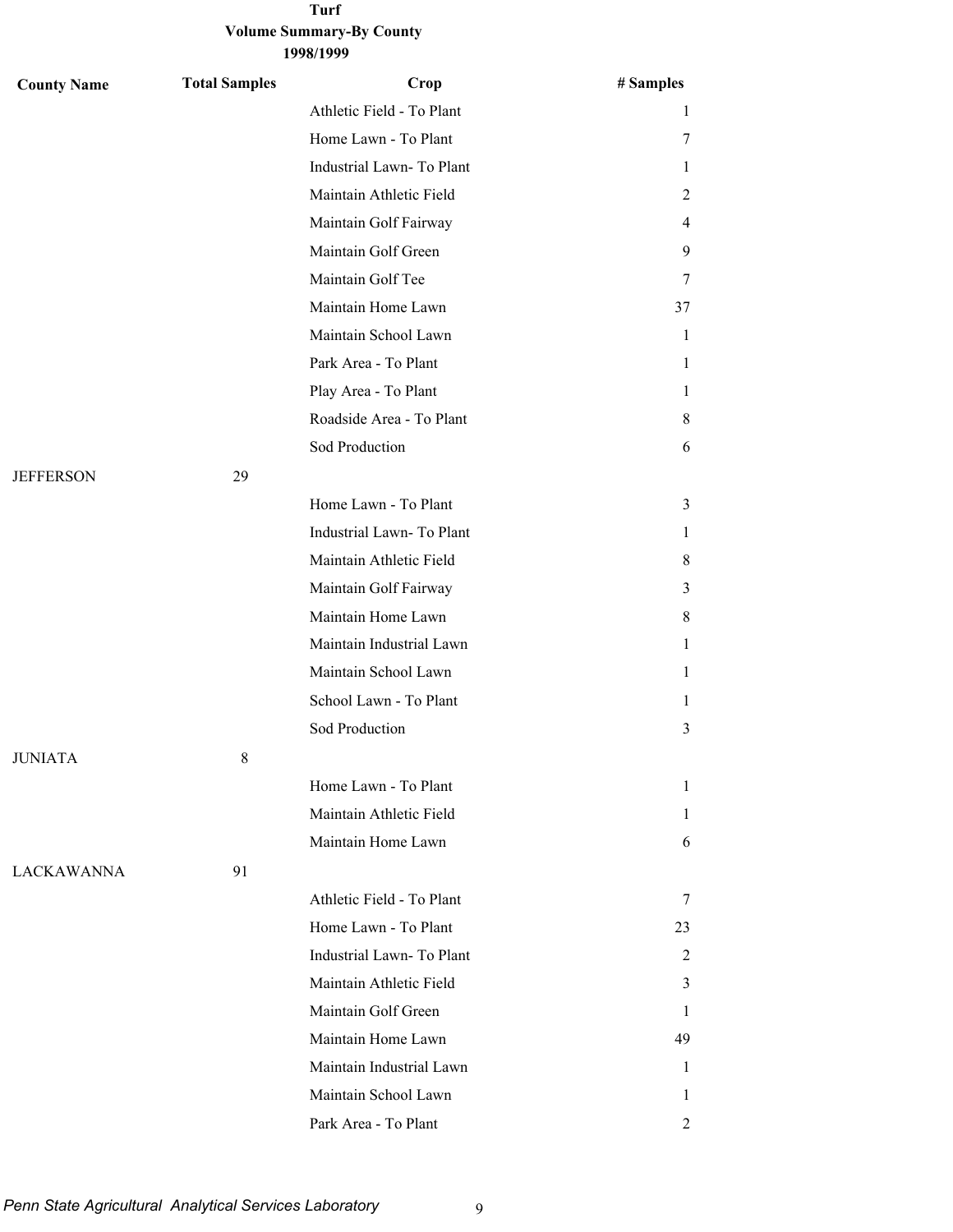**Turf**
**Volume Summary-By County**
**1998/1999**

| County Name | Total Samples | Crop | # Samples |
|---|---|---|---|
| | | Athletic Field - To Plant | 1 |
| | | Home Lawn - To Plant | 7 |
| | | Industrial Lawn- To Plant | 1 |
| | | Maintain Athletic Field | 2 |
| | | Maintain Golf Fairway | 4 |
| | | Maintain Golf Green | 9 |
| | | Maintain Golf Tee | 7 |
| | | Maintain Home Lawn | 37 |
| | | Maintain School Lawn | 1 |
| | | Park Area - To Plant | 1 |
| | | Play Area - To Plant | 1 |
| | | Roadside Area - To Plant | 8 |
| | | Sod Production | 6 |
| JEFFERSON | 29 | | |
| | | Home Lawn - To Plant | 3 |
| | | Industrial Lawn- To Plant | 1 |
| | | Maintain Athletic Field | 8 |
| | | Maintain Golf Fairway | 3 |
| | | Maintain Home Lawn | 8 |
| | | Maintain Industrial Lawn | 1 |
| | | Maintain School Lawn | 1 |
| | | School Lawn - To Plant | 1 |
| | | Sod Production | 3 |
| JUNIATA | 8 | | |
| | | Home Lawn - To Plant | 1 |
| | | Maintain Athletic Field | 1 |
| | | Maintain Home Lawn | 6 |
| LACKAWANNA | 91 | | |
| | | Athletic Field - To Plant | 7 |
| | | Home Lawn - To Plant | 23 |
| | | Industrial Lawn- To Plant | 2 |
| | | Maintain Athletic Field | 3 |
| | | Maintain Golf Green | 1 |
| | | Maintain Home Lawn | 49 |
| | | Maintain Industrial Lawn | 1 |
| | | Maintain School Lawn | 1 |
| | | Park Area - To Plant | 2 |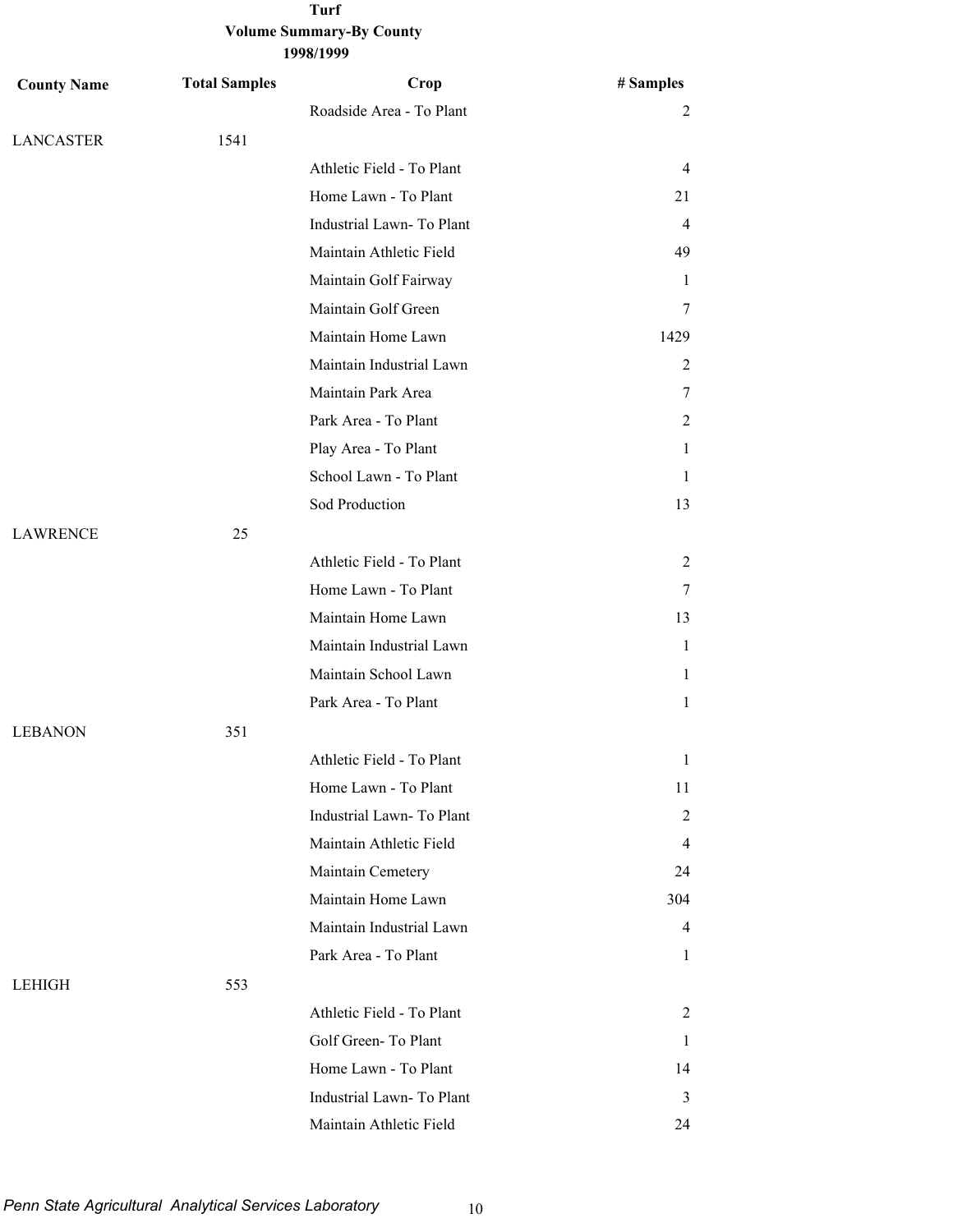# Turf

## Volume Summary-By County

### 1998/1999

| County Name | Total Samples | Crop | # Samples |
| --- | --- | --- | --- |
| | | Roadside Area - To Plant | 2 |
| LANCASTER | 1541 | | |
| | | Athletic Field - To Plant | 4 |
| | | Home Lawn - To Plant | 21 |
| | | Industrial Lawn- To Plant | 4 |
| | | Maintain Athletic Field | 49 |
| | | Maintain Golf Fairway | 1 |
| | | Maintain Golf Green | 7 |
| | | Maintain Home Lawn | 1429 |
| | | Maintain Industrial Lawn | 2 |
| | | Maintain Park Area | 7 |
| | | Park Area - To Plant | 2 |
| | | Play Area - To Plant | 1 |
| | | School Lawn - To Plant | 1 |
| | | Sod Production | 13 |
| LAWRENCE | 25 | | |
| | | Athletic Field - To Plant | 2 |
| | | Home Lawn - To Plant | 7 |
| | | Maintain Home Lawn | 13 |
| | | Maintain Industrial Lawn | 1 |
| | | Maintain School Lawn | 1 |
| | | Park Area - To Plant | 1 |
| LEBANON | 351 | | |
| | | Athletic Field - To Plant | 1 |
| | | Home Lawn - To Plant | 11 |
| | | Industrial Lawn- To Plant | 2 |
| | | Maintain Athletic Field | 4 |
| | | Maintain Cemetery | 24 |
| | | Maintain Home Lawn | 304 |
| | | Maintain Industrial Lawn | 4 |
| | | Park Area - To Plant | 1 |
| LEHIGH | 553 | | |
| | | Athletic Field - To Plant | 2 |
| | | Golf Green- To Plant | 1 |
| | | Home Lawn - To Plant | 14 |
| | | Industrial Lawn- To Plant | 3 |
| | | Maintain Athletic Field | 24 |

*Penn State Agricultural Analytical Services Laboratory*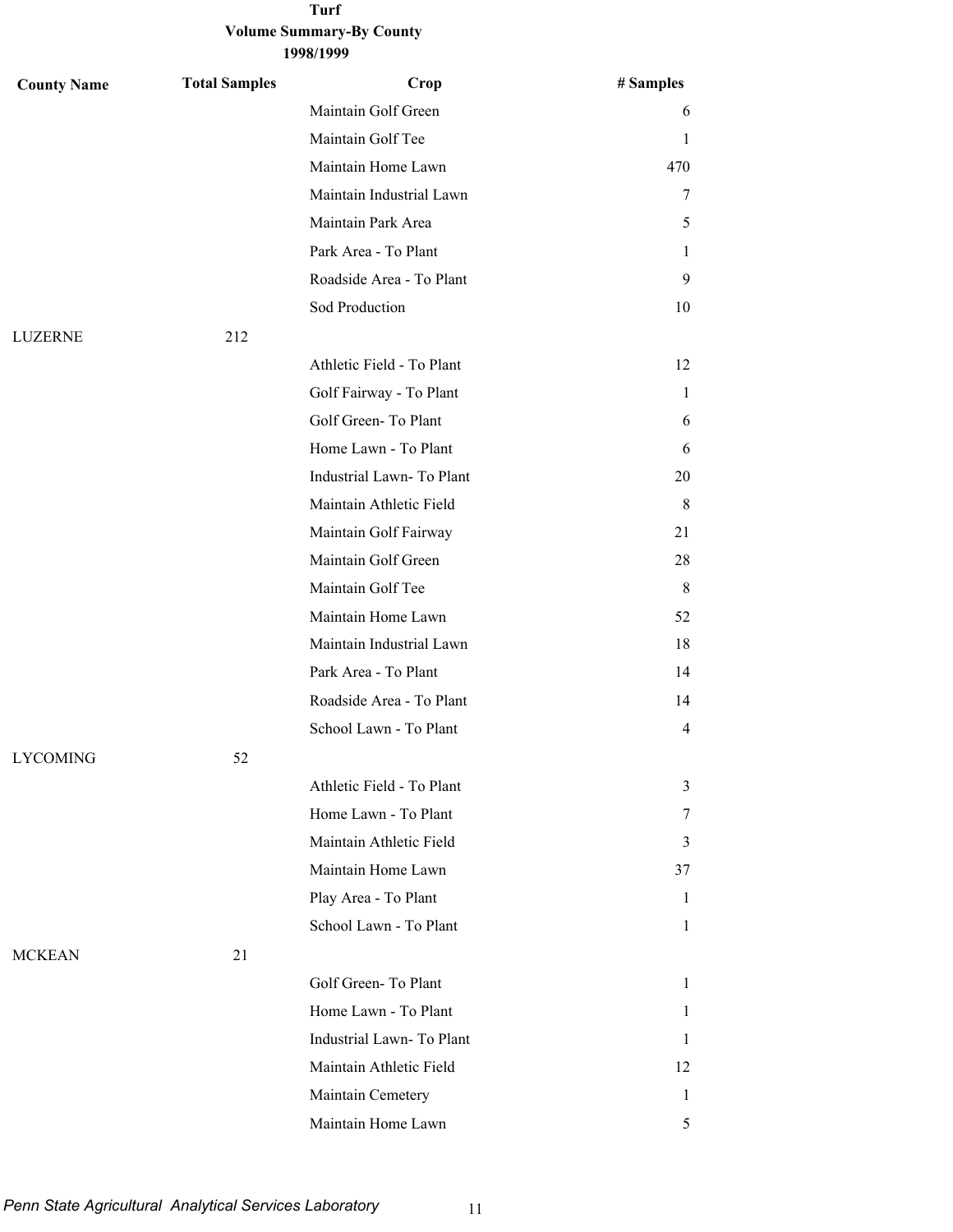**Turf**
**Volume Summary-By County**
**1998/1999**

| County Name | Total Samples | Crop | # Samples |
|---|---|---|---|
| | | Maintain Golf Green | 6 |
| | | Maintain Golf Tee | 1 |
| | | Maintain Home Lawn | 470 |
| | | Maintain Industrial Lawn | 7 |
| | | Maintain Park Area | 5 |
| | | Park Area - To Plant | 1 |
| | | Roadside Area - To Plant | 9 |
| | | Sod Production | 10 |
| LUZERNE | 212 | | |
| | | Athletic Field - To Plant | 12 |
| | | Golf Fairway - To Plant | 1 |
| | | Golf Green- To Plant | 6 |
| | | Home Lawn - To Plant | 6 |
| | | Industrial Lawn- To Plant | 20 |
| | | Maintain Athletic Field | 8 |
| | | Maintain Golf Fairway | 21 |
| | | Maintain Golf Green | 28 |
| | | Maintain Golf Tee | 8 |
| | | Maintain Home Lawn | 52 |
| | | Maintain Industrial Lawn | 18 |
| | | Park Area - To Plant | 14 |
| | | Roadside Area - To Plant | 14 |
| | | School Lawn - To Plant | 4 |
| LYCOMING | 52 | | |
| | | Athletic Field - To Plant | 3 |
| | | Home Lawn - To Plant | 7 |
| | | Maintain Athletic Field | 3 |
| | | Maintain Home Lawn | 37 |
| | | Play Area - To Plant | 1 |
| | | School Lawn - To Plant | 1 |
| MCKEAN | 21 | | |
| | | Golf Green- To Plant | 1 |
| | | Home Lawn - To Plant | 1 |
| | | Industrial Lawn- To Plant | 1 |
| | | Maintain Athletic Field | 12 |
| | | Maintain Cemetery | 1 |
| | | Maintain Home Lawn | 5 |

*Penn State Agricultural Analytical Services Laboratory*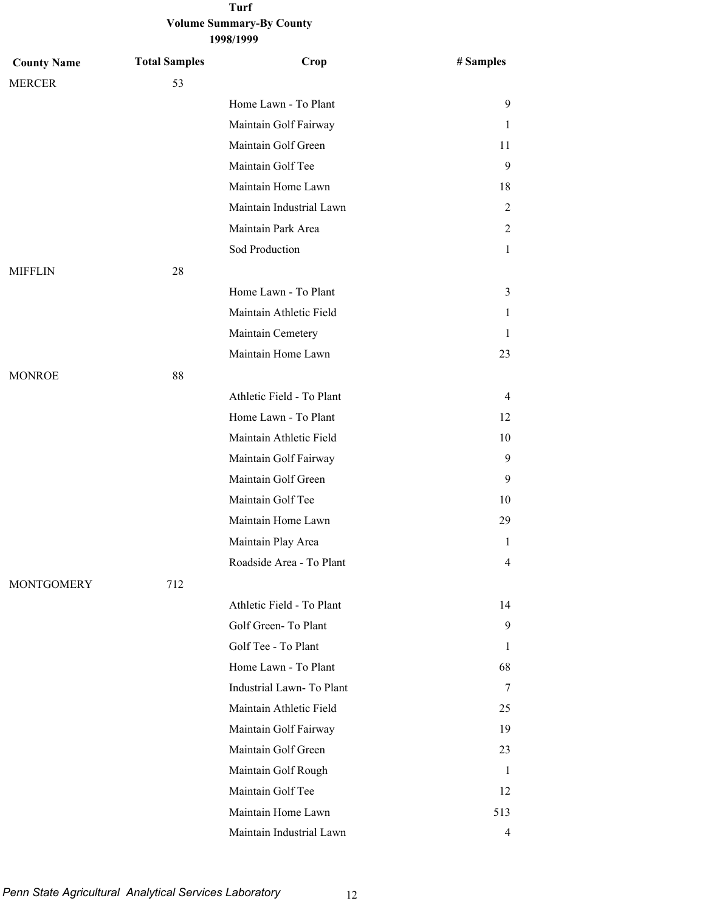# Turf
## Volume Summary-By County
### 1998/1999

| County Name | Total Samples | Crop | # Samples |
|---|---|---|---|
| MERCER | 53 | | |
| | | Home Lawn - To Plant | 9 |
| | | Maintain Golf Fairway | 1 |
| | | Maintain Golf Green | 11 |
| | | Maintain Golf Tee | 9 |
| | | Maintain Home Lawn | 18 |
| | | Maintain Industrial Lawn | 2 |
| | | Maintain Park Area | 2 |
| | | Sod Production | 1 |
| MIFFLIN | 28 | | |
| | | Home Lawn - To Plant | 3 |
| | | Maintain Athletic Field | 1 |
| | | Maintain Cemetery | 1 |
| | | Maintain Home Lawn | 23 |
| MONROE | 88 | | |
| | | Athletic Field - To Plant | 4 |
| | | Home Lawn - To Plant | 12 |
| | | Maintain Athletic Field | 10 |
| | | Maintain Golf Fairway | 9 |
| | | Maintain Golf Green | 9 |
| | | Maintain Golf Tee | 10 |
| | | Maintain Home Lawn | 29 |
| | | Maintain Play Area | 1 |
| | | Roadside Area - To Plant | 4 |
| MONTGOMERY | 712 | | |
| | | Athletic Field - To Plant | 14 |
| | | Golf Green- To Plant | 9 |
| | | Golf Tee - To Plant | 1 |
| | | Home Lawn - To Plant | 68 |
| | | Industrial Lawn- To Plant | 7 |
| | | Maintain Athletic Field | 25 |
| | | Maintain Golf Fairway | 19 |
| | | Maintain Golf Green | 23 |
| | | Maintain Golf Rough | 1 |
| | | Maintain Golf Tee | 12 |
| | | Maintain Home Lawn | 513 |
| | | Maintain Industrial Lawn | 4 |

*Penn State Agricultural Analytical Services Laboratory*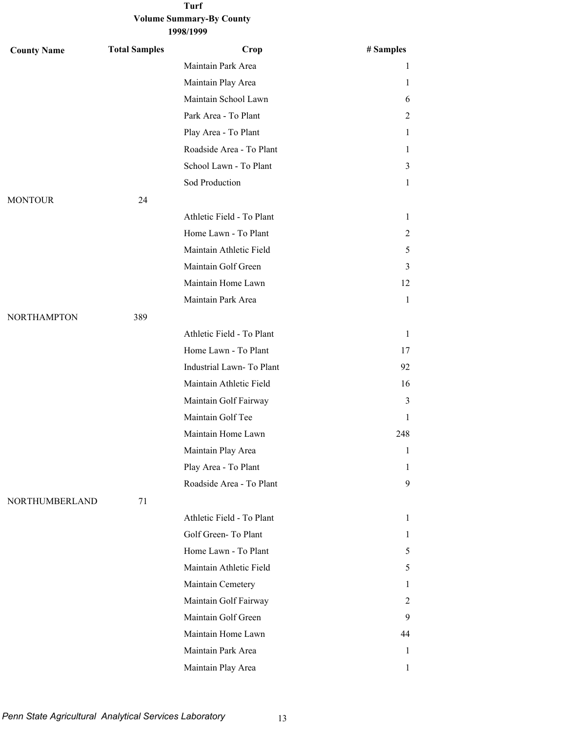**Turf**
**Volume Summary-By County**
**1998/1999**

| County Name | Total Samples | Crop | # Samples |
|---|---|---|---|
| | | Maintain Park Area | 1 |
| | | Maintain Play Area | 1 |
| | | Maintain School Lawn | 6 |
| | | Park Area - To Plant | 2 |
| | | Play Area - To Plant | 1 |
| | | Roadside Area - To Plant | 1 |
| | | School Lawn - To Plant | 3 |
| | | Sod Production | 1 |
| MONTOUR | 24 | | |
| | | Athletic Field - To Plant | 1 |
| | | Home Lawn - To Plant | 2 |
| | | Maintain Athletic Field | 5 |
| | | Maintain Golf Green | 3 |
| | | Maintain Home Lawn | 12 |
| | | Maintain Park Area | 1 |
| NORTHAMPTON | 389 | | |
| | | Athletic Field - To Plant | 1 |
| | | Home Lawn - To Plant | 17 |
| | | Industrial Lawn- To Plant | 92 |
| | | Maintain Athletic Field | 16 |
| | | Maintain Golf Fairway | 3 |
| | | Maintain Golf Tee | 1 |
| | | Maintain Home Lawn | 248 |
| | | Maintain Play Area | 1 |
| | | Play Area - To Plant | 1 |
| | | Roadside Area - To Plant | 9 |
| NORTHUMBERLAND | 71 | | |
| | | Athletic Field - To Plant | 1 |
| | | Golf Green- To Plant | 1 |
| | | Home Lawn - To Plant | 5 |
| | | Maintain Athletic Field | 5 |
| | | Maintain Cemetery | 1 |
| | | Maintain Golf Fairway | 2 |
| | | Maintain Golf Green | 9 |
| | | Maintain Home Lawn | 44 |
| | | Maintain Park Area | 1 |
| | | Maintain Play Area | 1 |

*Penn State Agricultural Analytical Services Laboratory*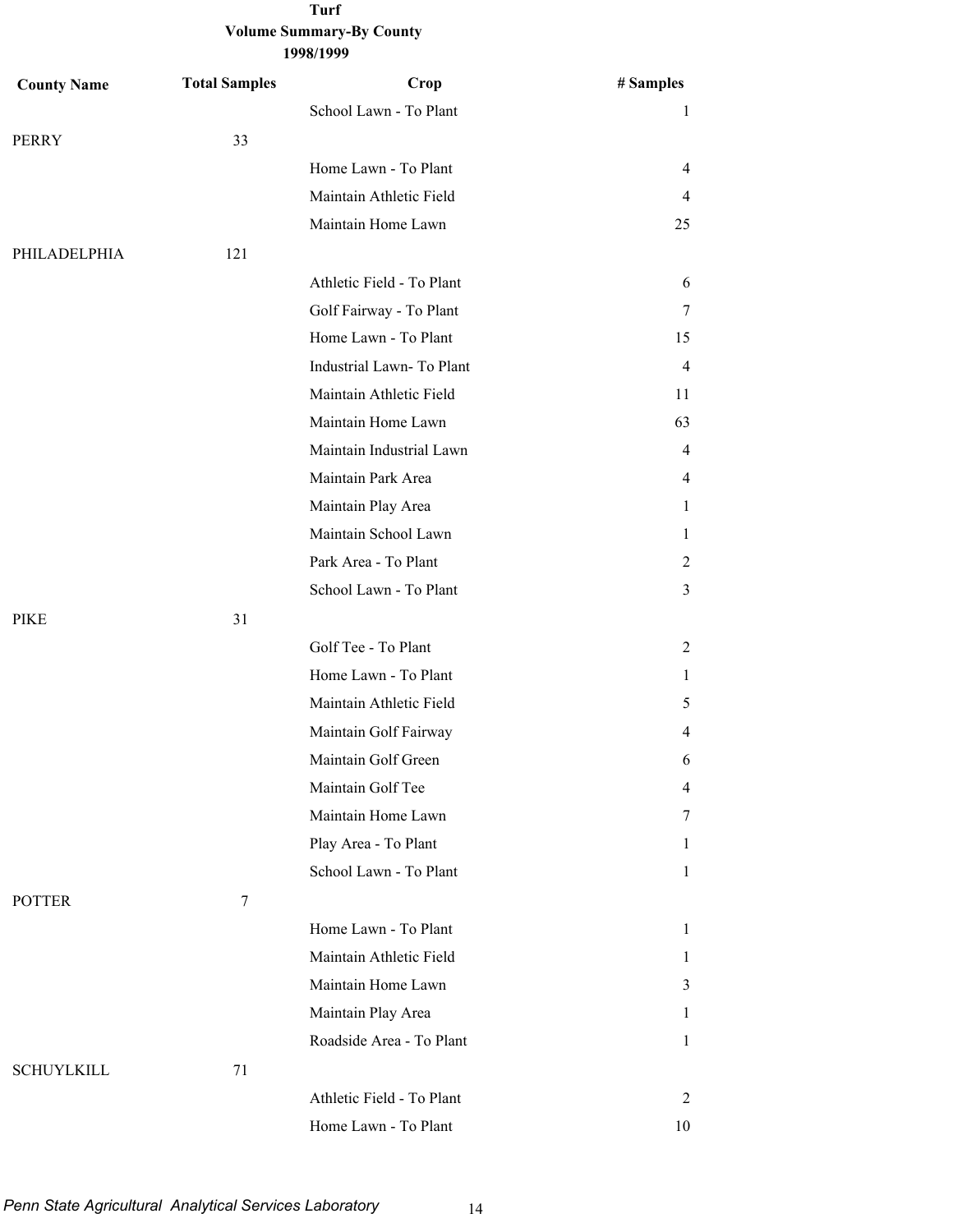# Turf

## Volume Summary-By County

### 1998/1999

| County Name | Total Samples | Crop | # Samples |
|---|---|---|---|
| | | School Lawn - To Plant | 1 |
| PERRY | 33 | | |
| | | Home Lawn - To Plant | 4 |
| | | Maintain Athletic Field | 4 |
| | | Maintain Home Lawn | 25 |
| PHILADELPHIA | 121 | | |
| | | Athletic Field - To Plant | 6 |
| | | Golf Fairway - To Plant | 7 |
| | | Home Lawn - To Plant | 15 |
| | | Industrial Lawn- To Plant | 4 |
| | | Maintain Athletic Field | 11 |
| | | Maintain Home Lawn | 63 |
| | | Maintain Industrial Lawn | 4 |
| | | Maintain Park Area | 4 |
| | | Maintain Play Area | 1 |
| | | Maintain School Lawn | 1 |
| | | Park Area - To Plant | 2 |
| | | School Lawn - To Plant | 3 |
| PIKE | 31 | | |
| | | Golf Tee - To Plant | 2 |
| | | Home Lawn - To Plant | 1 |
| | | Maintain Athletic Field | 5 |
| | | Maintain Golf Fairway | 4 |
| | | Maintain Golf Green | 6 |
| | | Maintain Golf Tee | 4 |
| | | Maintain Home Lawn | 7 |
| | | Play Area - To Plant | 1 |
| | | School Lawn - To Plant | 1 |
| POTTER | 7 | | |
| | | Home Lawn - To Plant | 1 |
| | | Maintain Athletic Field | 1 |
| | | Maintain Home Lawn | 3 |
| | | Maintain Play Area | 1 |
| | | Roadside Area - To Plant | 1 |
| SCHUYLKILL | 71 | | |
| | | Athletic Field - To Plant | 2 |
| | | Home Lawn - To Plant | 10 |

*Penn State Agricultural Analytical Services Laboratory*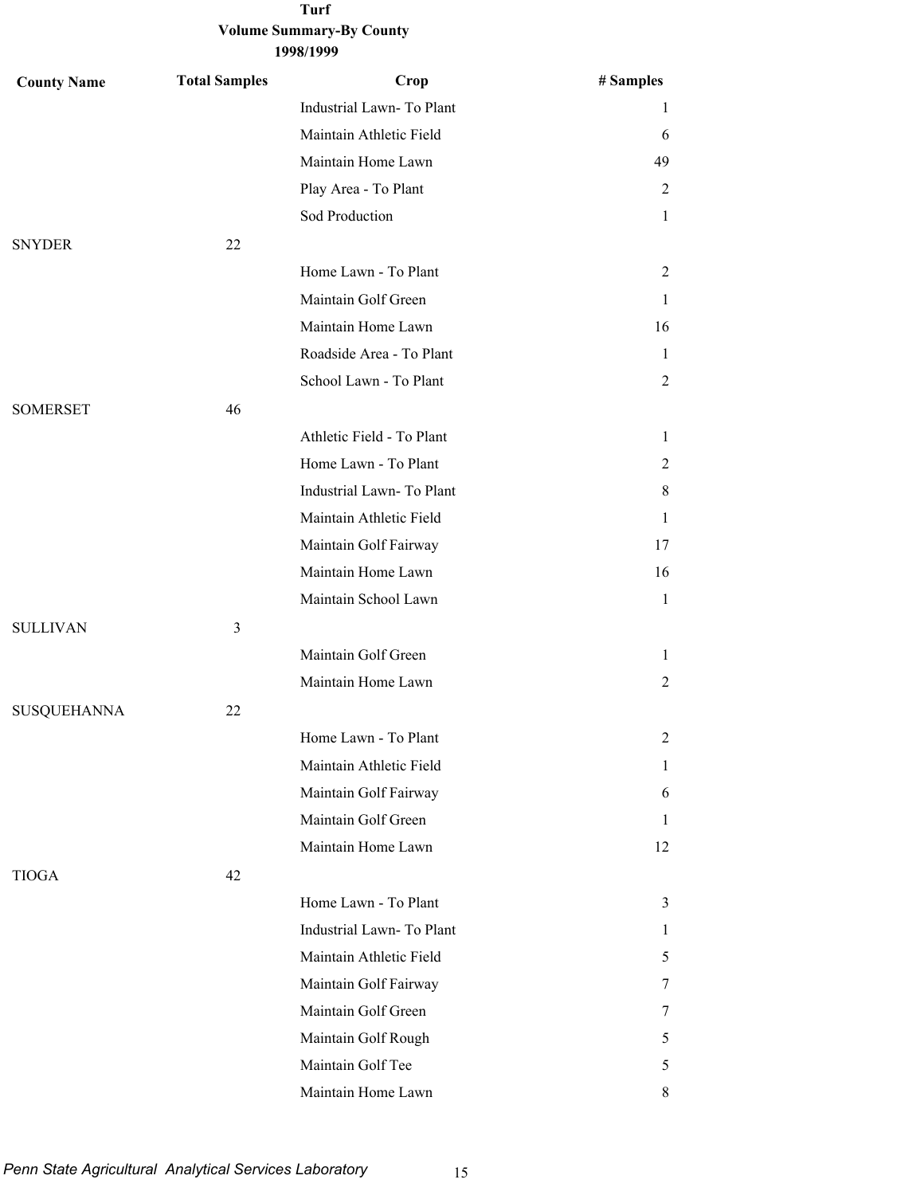**Turf**
**Volume Summary-By County**
**1998/1999**

| County Name | Total Samples | Crop | # Samples |
|---|---|---|---|
| | | Industrial Lawn- To Plant | 1 |
| | | Maintain Athletic Field | 6 |
| | | Maintain Home Lawn | 49 |
| | | Play Area - To Plant | 2 |
| | | Sod Production | 1 |
| SNYDER | 22 | | |
| | | Home Lawn - To Plant | 2 |
| | | Maintain Golf Green | 1 |
| | | Maintain Home Lawn | 16 |
| | | Roadside Area - To Plant | 1 |
| | | School Lawn - To Plant | 2 |
| SOMERSET | 46 | | |
| | | Athletic Field - To Plant | 1 |
| | | Home Lawn - To Plant | 2 |
| | | Industrial Lawn- To Plant | 8 |
| | | Maintain Athletic Field | 1 |
| | | Maintain Golf Fairway | 17 |
| | | Maintain Home Lawn | 16 |
| | | Maintain School Lawn | 1 |
| SULLIVAN | 3 | | |
| | | Maintain Golf Green | 1 |
| | | Maintain Home Lawn | 2 |
| SUSQUEHANNA | 22 | | |
| | | Home Lawn - To Plant | 2 |
| | | Maintain Athletic Field | 1 |
| | | Maintain Golf Fairway | 6 |
| | | Maintain Golf Green | 1 |
| | | Maintain Home Lawn | 12 |
| TIOGA | 42 | | |
| | | Home Lawn - To Plant | 3 |
| | | Industrial Lawn- To Plant | 1 |
| | | Maintain Athletic Field | 5 |
| | | Maintain Golf Fairway | 7 |
| | | Maintain Golf Green | 7 |
| | | Maintain Golf Rough | 5 |
| | | Maintain Golf Tee | 5 |
| | | Maintain Home Lawn | 8 |

*Penn State Agricultural Analytical Services Laboratory*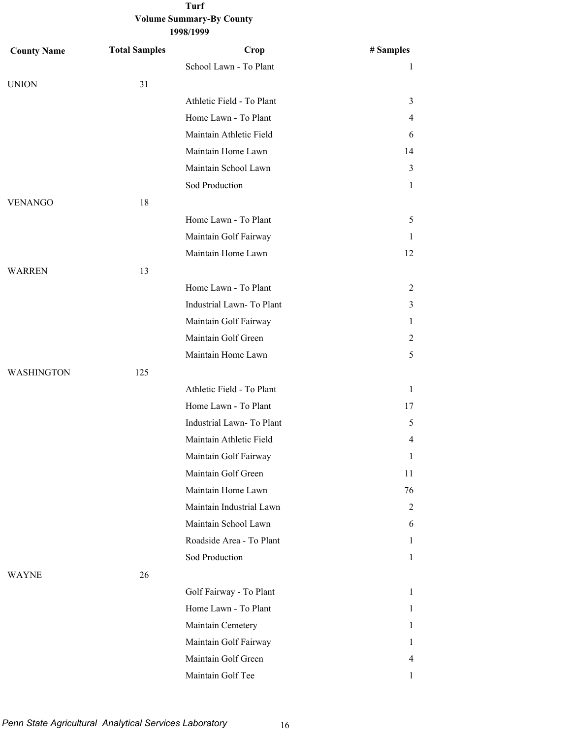**Turf**
**Volume Summary-By County**
**1998/1999**

| County Name | Total Samples | Crop | # Samples |
|---|---|---|---|
| | | School Lawn - To Plant | 1 |
| UNION | 31 | | |
| | | Athletic Field - To Plant | 3 |
| | | Home Lawn - To Plant | 4 |
| | | Maintain Athletic Field | 6 |
| | | Maintain Home Lawn | 14 |
| | | Maintain School Lawn | 3 |
| | | Sod Production | 1 |
| VENANGO | 18 | | |
| | | Home Lawn - To Plant | 5 |
| | | Maintain Golf Fairway | 1 |
| | | Maintain Home Lawn | 12 |
| WARREN | 13 | | |
| | | Home Lawn - To Plant | 2 |
| | | Industrial Lawn- To Plant | 3 |
| | | Maintain Golf Fairway | 1 |
| | | Maintain Golf Green | 2 |
| | | Maintain Home Lawn | 5 |
| WASHINGTON | 125 | | |
| | | Athletic Field - To Plant | 1 |
| | | Home Lawn - To Plant | 17 |
| | | Industrial Lawn- To Plant | 5 |
| | | Maintain Athletic Field | 4 |
| | | Maintain Golf Fairway | 1 |
| | | Maintain Golf Green | 11 |
| | | Maintain Home Lawn | 76 |
| | | Maintain Industrial Lawn | 2 |
| | | Maintain School Lawn | 6 |
| | | Roadside Area - To Plant | 1 |
| | | Sod Production | 1 |
| WAYNE | 26 | | |
| | | Golf Fairway - To Plant | 1 |
| | | Home Lawn - To Plant | 1 |
| | | Maintain Cemetery | 1 |
| | | Maintain Golf Fairway | 1 |
| | | Maintain Golf Green | 4 |
| | | Maintain Golf Tee | 1 |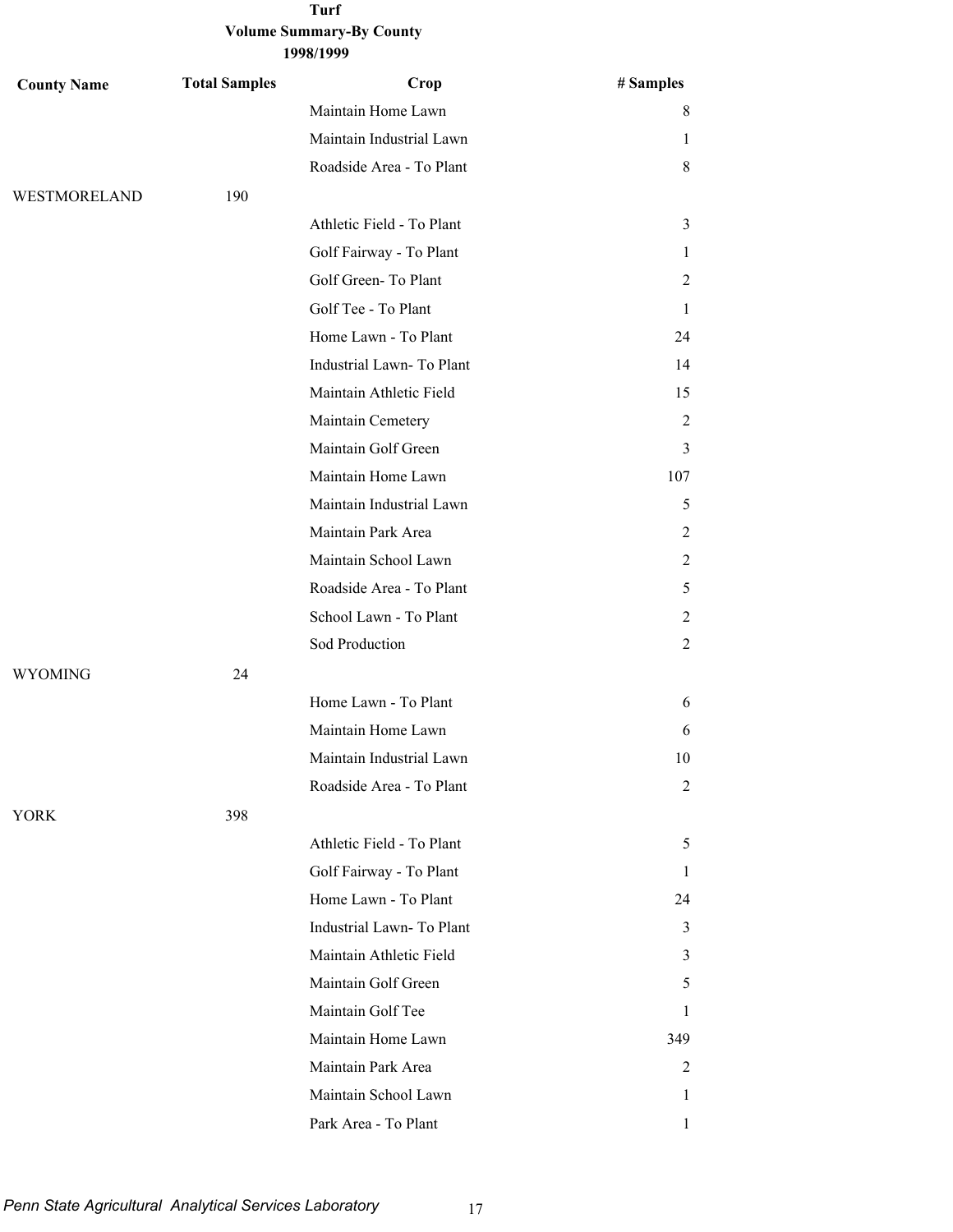# Turf

## Volume Summary-By County

### 1998/1999

| County Name | Total Samples | Crop | # Samples |
|---|---|---|---|
| | | Maintain Home Lawn | 8 |
| | | Maintain Industrial Lawn | 1 |
| | | Roadside Area - To Plant | 8 |
| WESTMORELAND | 190 | | |
| | | Athletic Field - To Plant | 3 |
| | | Golf Fairway - To Plant | 1 |
| | | Golf Green- To Plant | 2 |
| | | Golf Tee - To Plant | 1 |
| | | Home Lawn - To Plant | 24 |
| | | Industrial Lawn- To Plant | 14 |
| | | Maintain Athletic Field | 15 |
| | | Maintain Cemetery | 2 |
| | | Maintain Golf Green | 3 |
| | | Maintain Home Lawn | 107 |
| | | Maintain Industrial Lawn | 5 |
| | | Maintain Park Area | 2 |
| | | Maintain School Lawn | 2 |
| | | Roadside Area - To Plant | 5 |
| | | School Lawn - To Plant | 2 |
| | | Sod Production | 2 |
| WYOMING | 24 | | |
| | | Home Lawn - To Plant | 6 |
| | | Maintain Home Lawn | 6 |
| | | Maintain Industrial Lawn | 10 |
| | | Roadside Area - To Plant | 2 |
| YORK | 398 | | |
| | | Athletic Field - To Plant | 5 |
| | | Golf Fairway - To Plant | 1 |
| | | Home Lawn - To Plant | 24 |
| | | Industrial Lawn- To Plant | 3 |
| | | Maintain Athletic Field | 3 |
| | | Maintain Golf Green | 5 |
| | | Maintain Golf Tee | 1 |
| | | Maintain Home Lawn | 349 |
| | | Maintain Park Area | 2 |
| | | Maintain School Lawn | 1 |
| | | Park Area - To Plant | 1 |

*Penn State Agricultural Analytical Services Laboratory*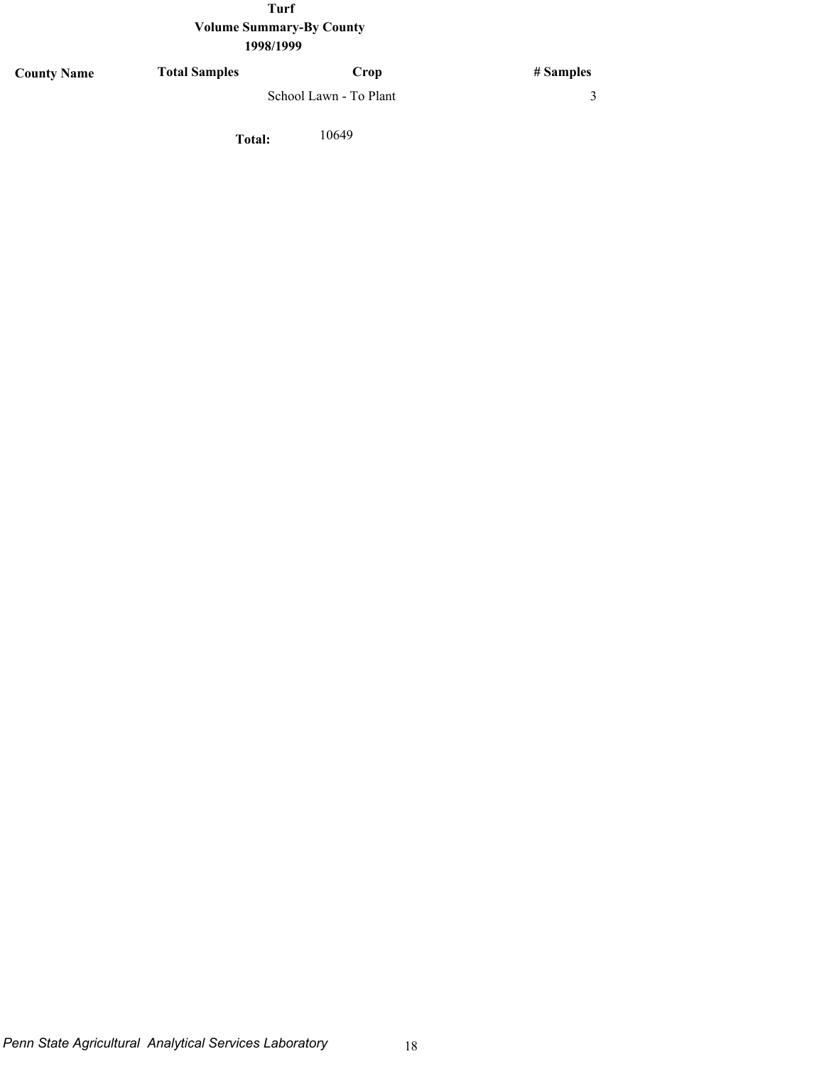**Turf**

**Volume Summary-By County**

**1998/1999**

| County Name | Total Samples | Crop | # Samples |
|---|---|---|---|
| | | School Lawn - To Plant | 3 |

**Total:** 10649

*Penn State Agricultural Analytical Services Laboratory*